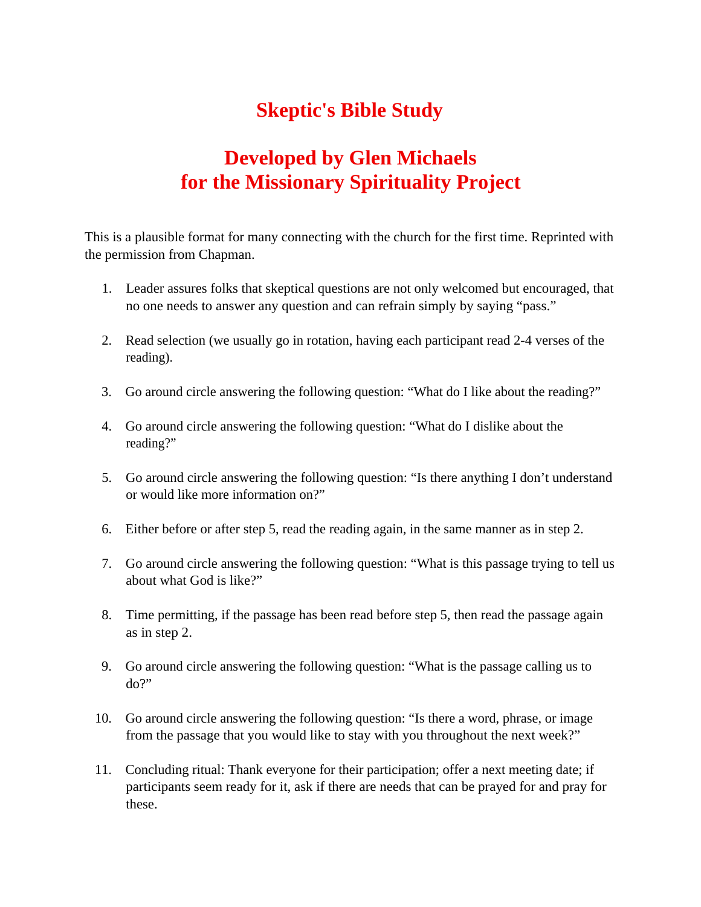# Skeptic's Bible Study

## Developed by Glen Michaels
## for the Missionary Spirituality Project

This is a plausible format for many connecting with the church for the first time. Reprinted with the permission from Chapman.

1. Leader assures folks that skeptical questions are not only welcomed but encouraged, that no one needs to answer any question and can refrain simply by saying “pass.”

2. Read selection (we usually go in rotation, having each participant read 2-4 verses of the reading).

3. Go around circle answering the following question: “What do I like about the reading?”

4. Go around circle answering the following question: “What do I dislike about the reading?”

5. Go around circle answering the following question: “Is there anything I don’t understand or would like more information on?”

6. Either before or after step 5, read the reading again, in the same manner as in step 2.

7. Go around circle answering the following question: “What is this passage trying to tell us about what God is like?”

8. Time permitting, if the passage has been read before step 5, then read the passage again as in step 2.

9. Go around circle answering the following question: “What is the passage calling us to do?”

10. Go around circle answering the following question: “Is there a word, phrase, or image from the passage that you would like to stay with you throughout the next week?”

11. Concluding ritual: Thank everyone for their participation; offer a next meeting date; if participants seem ready for it, ask if there are needs that can be prayed for and pray for these.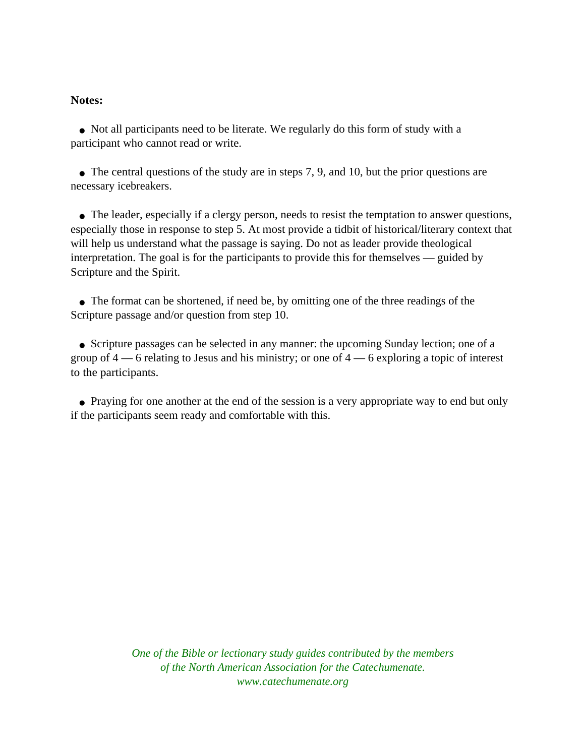**Notes:**

- Not all participants need to be literate. We regularly do this form of study with a participant who cannot read or write.

- The central questions of the study are in steps 7, 9, and 10, but the prior questions are necessary icebreakers.

- The leader, especially if a clergy person, needs to resist the temptation to answer questions, especially those in response to step 5. At most provide a tidbit of historical/literary context that will help us understand what the passage is saying. Do not as leader provide theological interpretation. The goal is for the participants to provide this for themselves — guided by Scripture and the Spirit.

- The format can be shortened, if need be, by omitting one of the three readings of the Scripture passage and/or question from step 10.

- Scripture passages can be selected in any manner: the upcoming Sunday lection; one of a group of 4 — 6 relating to Jesus and his ministry; or one of 4 — 6 exploring a topic of interest to the participants.

- Praying for one another at the end of the session is a very appropriate way to end but only if the participants seem ready and comfortable with this.

*One of the Bible or lectionary study guides contributed by the members of the North American Association for the Catechumenate.*
*www.catechumenate.org*